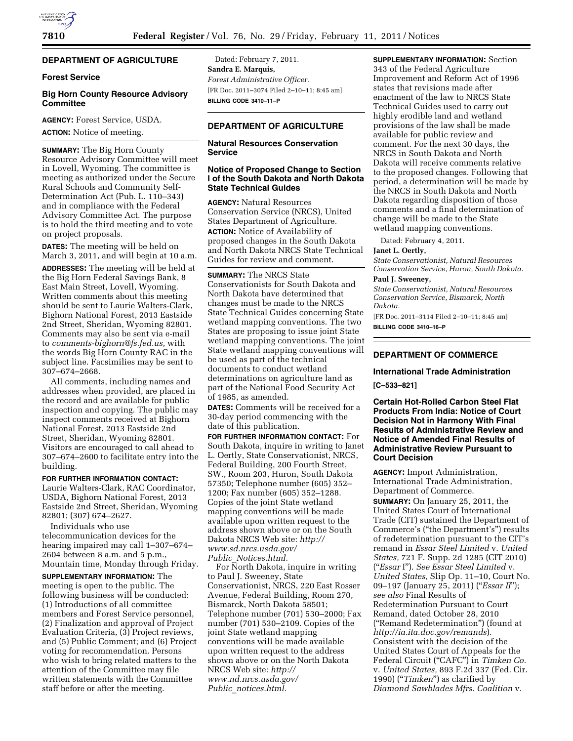## DEPARTMENT OF AGRICULTURE

### Forest Service

### Big Horn County Resource Advisory Committee

**AGENCY:** Forest Service, USDA.

**ACTION:** Notice of meeting.

**SUMMARY:** The Big Horn County Resource Advisory Committee will meet in Lovell, Wyoming. The committee is meeting as authorized under the Secure Rural Schools and Community Self-Determination Act (Pub. L. 110–343) and in compliance with the Federal Advisory Committee Act. The purpose is to hold the third meeting and to vote on project proposals.

**DATES:** The meeting will be held on March 3, 2011, and will begin at 10 a.m.

**ADDRESSES:** The meeting will be held at the Big Horn Federal Savings Bank, 8 East Main Street, Lovell, Wyoming. Written comments about this meeting should be sent to Laurie Walters-Clark, Bighorn National Forest, 2013 Eastside 2nd Street, Sheridan, Wyoming 82801. Comments may also be sent via e-mail to *comments-bighorn@fs.fed.us,* with the words Big Horn County RAC in the subject line. Facsimilies may be sent to 307–674–2668.

All comments, including names and addresses when provided, are placed in the record and are available for public inspection and copying. The public may inspect comments received at Bighorn National Forest, 2013 Eastside 2nd Street, Sheridan, Wyoming 82801. Visitors are encouraged to call ahead to 307–674–2600 to facilitate entry into the building.

**FOR FURTHER INFORMATION CONTACT:** Laurie Walters-Clark, RAC Coordinator, USDA, Bighorn National Forest, 2013 Eastside 2nd Street, Sheridan, Wyoming 82801; (307) 674–2627.

Individuals who use telecommunication devices for the hearing impaired may call 1–307–674–2604 between 8 a.m. and 5 p.m., Mountain time, Monday through Friday.

**SUPPLEMENTARY INFORMATION:** The meeting is open to the public. The following business will be conducted: (1) Introductions of all committee members and Forest Service personnel, (2) Finalization and approval of Project Evaluation Criteria, (3) Project reviews, and (5) Public Comment; and (6) Project voting for recommendation. Persons who wish to bring related matters to the attention of the Committee may file written statements with the Committee staff before or after the meeting.

Dated: February 7, 2011.

**Sandra E. Marquis,**

*Forest Administrative Officer.*

[FR Doc. 2011–3074 Filed 2–10–11; 8:45 am]

**BILLING CODE 3410–11–P**

## DEPARTMENT OF AGRICULTURE

### Natural Resources Conservation Service

### Notice of Proposed Change to Section I of the South Dakota and North Dakota State Technical Guides

**AGENCY:** Natural Resources Conservation Service (NRCS), United States Department of Agriculture.

**ACTION:** Notice of Availability of proposed changes in the South Dakota and North Dakota NRCS State Technical Guides for review and comment.

**SUMMARY:** The NRCS State Conservationists for South Dakota and North Dakota have determined that changes must be made to the NRCS State Technical Guides concerning State wetland mapping conventions. The two States are proposing to issue joint State wetland mapping conventions. The joint State wetland mapping conventions will be used as part of the technical documents to conduct wetland determinations on agriculture land as part of the National Food Security Act of 1985, as amended.

**DATES:** Comments will be received for a 30-day period commencing with the date of this publication.

**FOR FURTHER INFORMATION CONTACT:** For South Dakota, inquire in writing to Janet L. Oertly, State Conservationist, NRCS, Federal Building, 200 Fourth Street, SW., Room 203, Huron, South Dakota 57350; Telephone number (605) 352–1200; Fax number (605) 352–1288. Copies of the joint State wetland mapping conventions will be made available upon written request to the address shown above or on the South Dakota NRCS Web site: *http://www.sd.nrcs.usda.gov/Public_Notices.html.*

For North Dakota, inquire in writing to Paul J. Sweeney, State Conservationist, NRCS, 220 East Rosser Avenue, Federal Building, Room 270, Bismarck, North Dakota 58501; Telephone number (701) 530–2000; Fax number (701) 530–2109. Copies of the joint State wetland mapping conventions will be made available upon written request to the address shown above or on the North Dakota NRCS Web site: *http://www.nd.nrcs.usda.gov/Public_notices.html.*

**SUPPLEMENTARY INFORMATION:** Section 343 of the Federal Agriculture Improvement and Reform Act of 1996 states that revisions made after enactment of the law to NRCS State Technical Guides used to carry out highly erodible land and wetland provisions of the law shall be made available for public review and comment. For the next 30 days, the NRCS in South Dakota and North Dakota will receive comments relative to the proposed changes. Following that period, a determination will be made by the NRCS in South Dakota and North Dakota regarding disposition of those comments and a final determination of change will be made to the State wetland mapping conventions.

Dated: February 4, 2011.

**Janet L. Oertly,**

*State Conservationist, Natural Resources Conservation Service, Huron, South Dakota.*

**Paul J. Sweeney,**

*State Conservationist, Natural Resources Conservation Service, Bismarck, North Dakota.*

[FR Doc. 2011–3114 Filed 2–10–11; 8:45 am]

**BILLING CODE 3410–16–P**

## DEPARTMENT OF COMMERCE

### International Trade Administration

**[C–533–821]**

### Certain Hot-Rolled Carbon Steel Flat Products From India: Notice of Court Decision Not in Harmony With Final Results of Administrative Review and Notice of Amended Final Results of Administrative Review Pursuant to Court Decision

**AGENCY:** Import Administration, International Trade Administration, Department of Commerce.

**SUMMARY:** On January 25, 2011, the United States Court of International Trade (CIT) sustained the Department of Commerce's ("the Department's") results of redetermination pursuant to the CIT's remand in *Essar Steel Limited* v. *United States,* 721 F. Supp. 2d 1285 (CIT 2010) ("*Essar* I"). *See Essar Steel Limited* v. *United States,* Slip Op. 11–10, Court No. 09–197 (January 25, 2011) ("*Essar II*"); *see also* Final Results of Redetermination Pursuant to Court Remand, dated October 28, 2010 ("Remand Redetermination") (found at *http://ia.ita.doc.gov/remands*). Consistent with the decision of the United States Court of Appeals for the Federal Circuit ("CAFC") in *Timken Co.* v. *United States,* 893 F.2d 337 (Fed. Cir. 1990) ("*Timken*") as clarified by *Diamond Sawblades Mfrs. Coalition* v.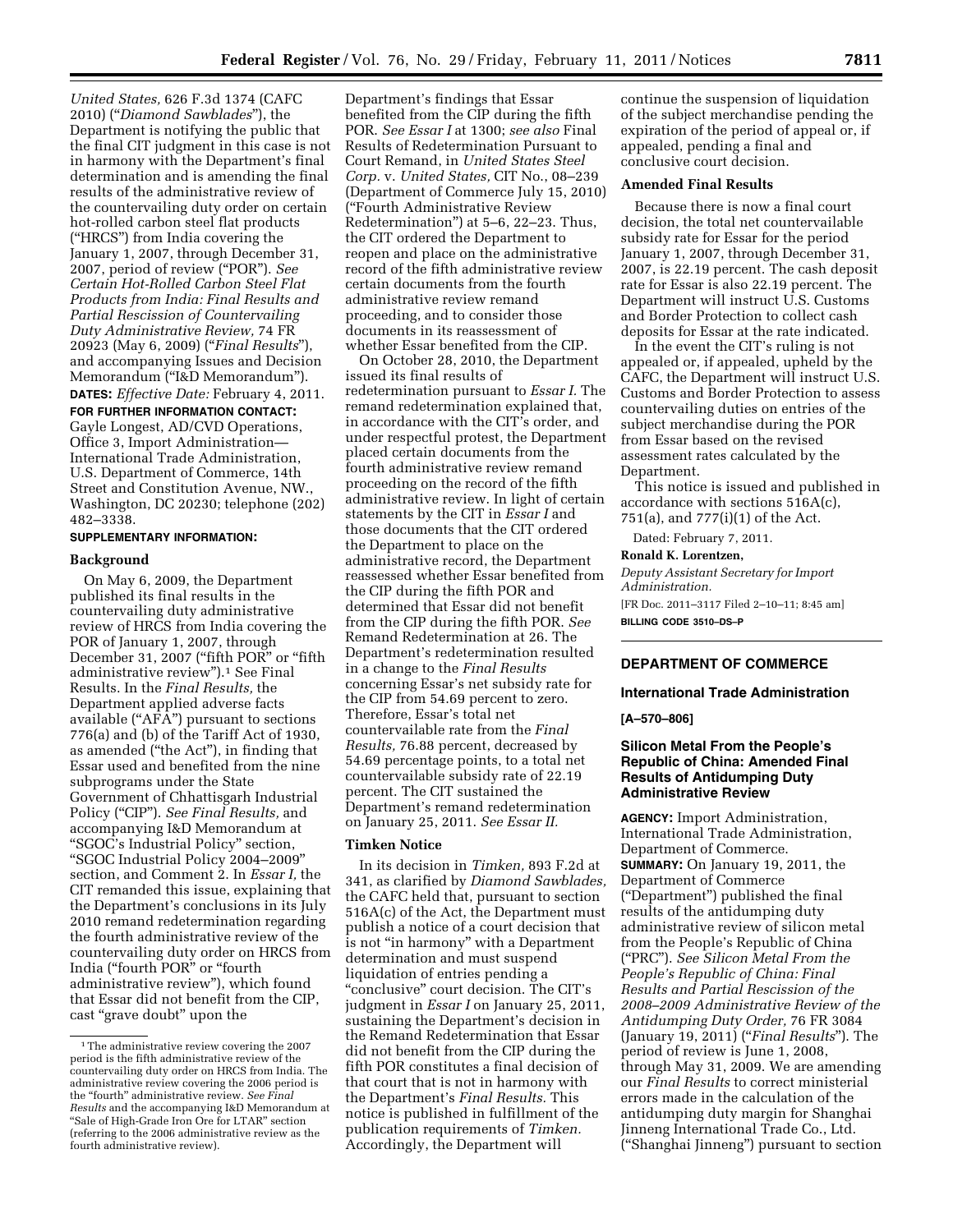*United States,* 626 F.3d 1374 (CAFC 2010) ("*Diamond Sawblades*"), the Department is notifying the public that the final CIT judgment in this case is not in harmony with the Department's final determination and is amending the final results of the administrative review of the countervailing duty order on certain hot-rolled carbon steel flat products ("HRCS") from India covering the January 1, 2007, through December 31, 2007, period of review ("POR"). *See Certain Hot-Rolled Carbon Steel Flat Products from India: Final Results and Partial Rescission of Countervailing Duty Administrative Review,* 74 FR 20923 (May 6, 2009) ("*Final Results*"), and accompanying Issues and Decision Memorandum ("I&D Memorandum").

**DATES:** *Effective Date:* February 4, 2011.

**FOR FURTHER INFORMATION CONTACT:** Gayle Longest, AD/CVD Operations, Office 3, Import Administration—International Trade Administration, U.S. Department of Commerce, 14th Street and Constitution Avenue, NW., Washington, DC 20230; telephone (202) 482–3338.

**SUPPLEMENTARY INFORMATION:**

### Background

On May 6, 2009, the Department published its final results in the countervailing duty administrative review of HRCS from India covering the POR of January 1, 2007, through December 31, 2007 ("fifth POR" or "fifth administrative review").[1] See Final Results. In the *Final Results,* the Department applied adverse facts available ("AFA") pursuant to sections 776(a) and (b) of the Tariff Act of 1930, as amended ("the Act"), in finding that Essar used and benefited from the nine subprograms under the State Government of Chhattisgarh Industrial Policy ("CIP"). *See Final Results,* and accompanying I&D Memorandum at "SGOC's Industrial Policy" section, "SGOC Industrial Policy 2004–2009" section, and Comment 2. In *Essar I,* the CIT remanded this issue, explaining that the Department's conclusions in its July 2010 remand redetermination regarding the fourth administrative review of the countervailing duty order on HRCS from India ("fourth POR" or "fourth administrative review"), which found that Essar did not benefit from the CIP, cast "grave doubt" upon the Department's findings that Essar benefited from the CIP during the fifth POR. *See Essar I* at 1300; *see also* Final Results of Redetermination Pursuant to Court Remand, in *United States Steel Corp.* v. *United States,* CIT No., 08–239 (Department of Commerce July 15, 2010) ("Fourth Administrative Review Redetermination") at 5–6, 22–23. Thus, the CIT ordered the Department to reopen and place on the administrative record of the fifth administrative review certain documents from the fourth administrative review remand proceeding, and to consider those documents in its reassessment of whether Essar benefited from the CIP.

On October 28, 2010, the Department issued its final results of redetermination pursuant to *Essar I.* The remand redetermination explained that, in accordance with the CIT's order, and under respectful protest, the Department placed certain documents from the fourth administrative review remand proceeding on the record of the fifth administrative review. In light of certain statements by the CIT in *Essar I* and those documents that the CIT ordered the Department to place on the administrative record, the Department reassessed whether Essar benefited from the CIP during the fifth POR and determined that Essar did not benefit from the CIP during the fifth POR. *See* Remand Redetermination at 26. The Department's redetermination resulted in a change to the *Final Results* concerning Essar's net subsidy rate for the CIP from 54.69 percent to zero. Therefore, Essar's total net countervailable rate from the *Final Results,* 76.88 percent, decreased by 54.69 percentage points, to a total net countervailable subsidy rate of 22.19 percent. The CIT sustained the Department's remand redetermination on January 25, 2011. *See Essar II.*

### Timken Notice

In its decision in *Timken,* 893 F.2d at 341, as clarified by *Diamond Sawblades,* the CAFC held that, pursuant to section 516A(c) of the Act, the Department must publish a notice of a court decision that is not "in harmony" with a Department determination and must suspend liquidation of entries pending a "conclusive" court decision. The CIT's judgment in *Essar I* on January 25, 2011, sustaining the Department's decision in the Remand Redetermination that Essar did not benefit from the CIP during the fifth POR constitutes a final decision of that court that is not in harmony with the Department's *Final Results.* This notice is published in fulfillment of the publication requirements of *Timken.* Accordingly, the Department will continue the suspension of liquidation of the subject merchandise pending the expiration of the period of appeal or, if appealed, pending a final and conclusive court decision.

### Amended Final Results

Because there is now a final court decision, the total net countervailable subsidy rate for Essar for the period January 1, 2007, through December 31, 2007, is 22.19 percent. The cash deposit rate for Essar is also 22.19 percent. The Department will instruct U.S. Customs and Border Protection to collect cash deposits for Essar at the rate indicated.

In the event the CIT's ruling is not appealed or, if appealed, upheld by the CAFC, the Department will instruct U.S. Customs and Border Protection to assess countervailing duties on entries of the subject merchandise during the POR from Essar based on the revised assessment rates calculated by the Department.

This notice is issued and published in accordance with sections 516A(c), 751(a), and 777(i)(1) of the Act.

Dated: February 7, 2011.

**Ronald K. Lorentzen,**

*Deputy Assistant Secretary for Import Administration.*

[FR Doc. 2011–3117 Filed 2–10–11; 8:45 am]

**BILLING CODE 3510–DS–P**

[1] The administrative review covering the 2007 period is the fifth administrative review of the countervailing duty order on HRCS from India. The administrative review covering the 2006 period is the "fourth" administrative review. *See Final Results* and the accompanying I&D Memorandum at "Sale of High-Grade Iron Ore for LTAR" section (referring to the 2006 administrative review as the fourth administrative review).

---

## DEPARTMENT OF COMMERCE

### International Trade Administration

**[A–570–806]**

### Silicon Metal From the People's Republic of China: Amended Final Results of Antidumping Duty Administrative Review

**AGENCY:** Import Administration, International Trade Administration, Department of Commerce.

**SUMMARY:** On January 19, 2011, the Department of Commerce ("Department") published the final results of the antidumping duty administrative review of silicon metal from the People's Republic of China ("PRC"). *See Silicon Metal From the People's Republic of China: Final Results and Partial Rescission of the 2008–2009 Administrative Review of the Antidumping Duty Order,* 76 FR 3084 (January 19, 2011) ("*Final Results*"). The period of review is June 1, 2008, through May 31, 2009. We are amending our *Final Results* to correct ministerial errors made in the calculation of the antidumping duty margin for Shanghai Jinneng International Trade Co., Ltd. ("Shanghai Jinneng") pursuant to section